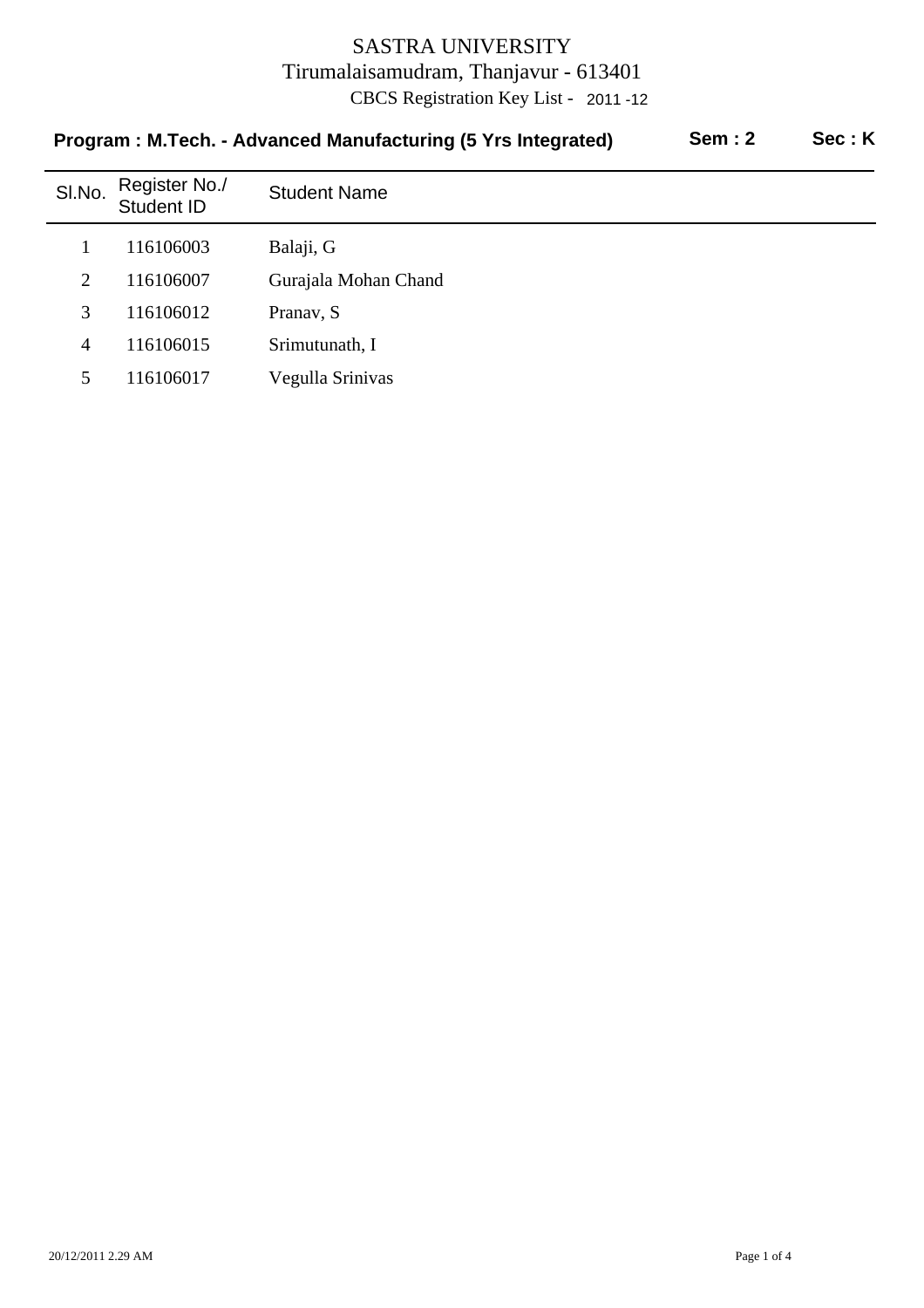# SASTRA UNIVERSITY

Tirumalaisamudram, Thanjavur - 613401

CBCS Registration Key List - 2011 -12

**Program : M.Tech. - Advanced Manufacturing (5 Yrs Integrated)** **Sem : 2** **Sec : K**

| Sl.No. | Register No./ Student ID | Student Name |
|---|---|---|
| 1 | 116106003 | Balaji, G |
| 2 | 116106007 | Gurajala Mohan Chand |
| 3 | 116106012 | Pranav, S |
| 4 | 116106015 | Srimutunath, I |
| 5 | 116106017 | Vegulla Srinivas |

20/12/2011 2.29 AM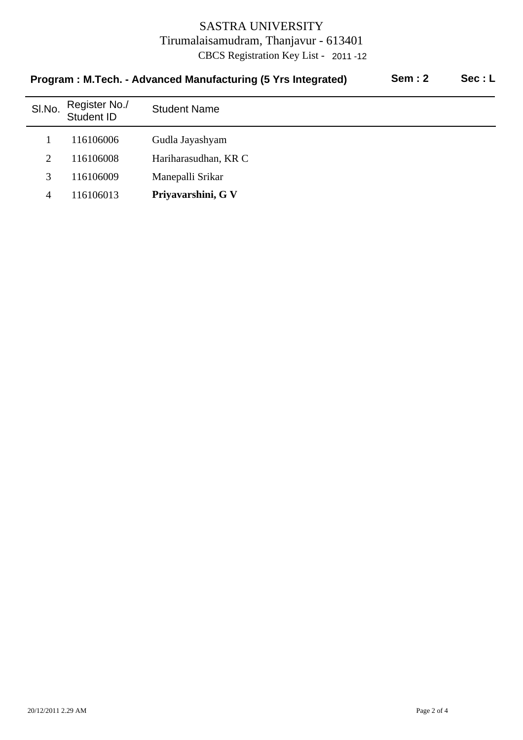# SASTRA UNIVERSITY

Tirumalaisamudram, Thanjavur - 613401

CBCS Registration Key List - 2011 -12

**Program : M.Tech. - Advanced Manufacturing (5 Yrs Integrated)** **Sem : 2** **Sec : L**

| Sl.No. | Register No./ Student ID | Student Name |
|---|---|---|
| 1 | 116106006 | Gudla Jayashyam |
| 2 | 116106008 | Hariharasudhan, KR C |
| 3 | 116106009 | Manepalli Srikar |
| 4 | 116106013 | **Priyavarshini, G V** |

20/12/2011 2.29 AM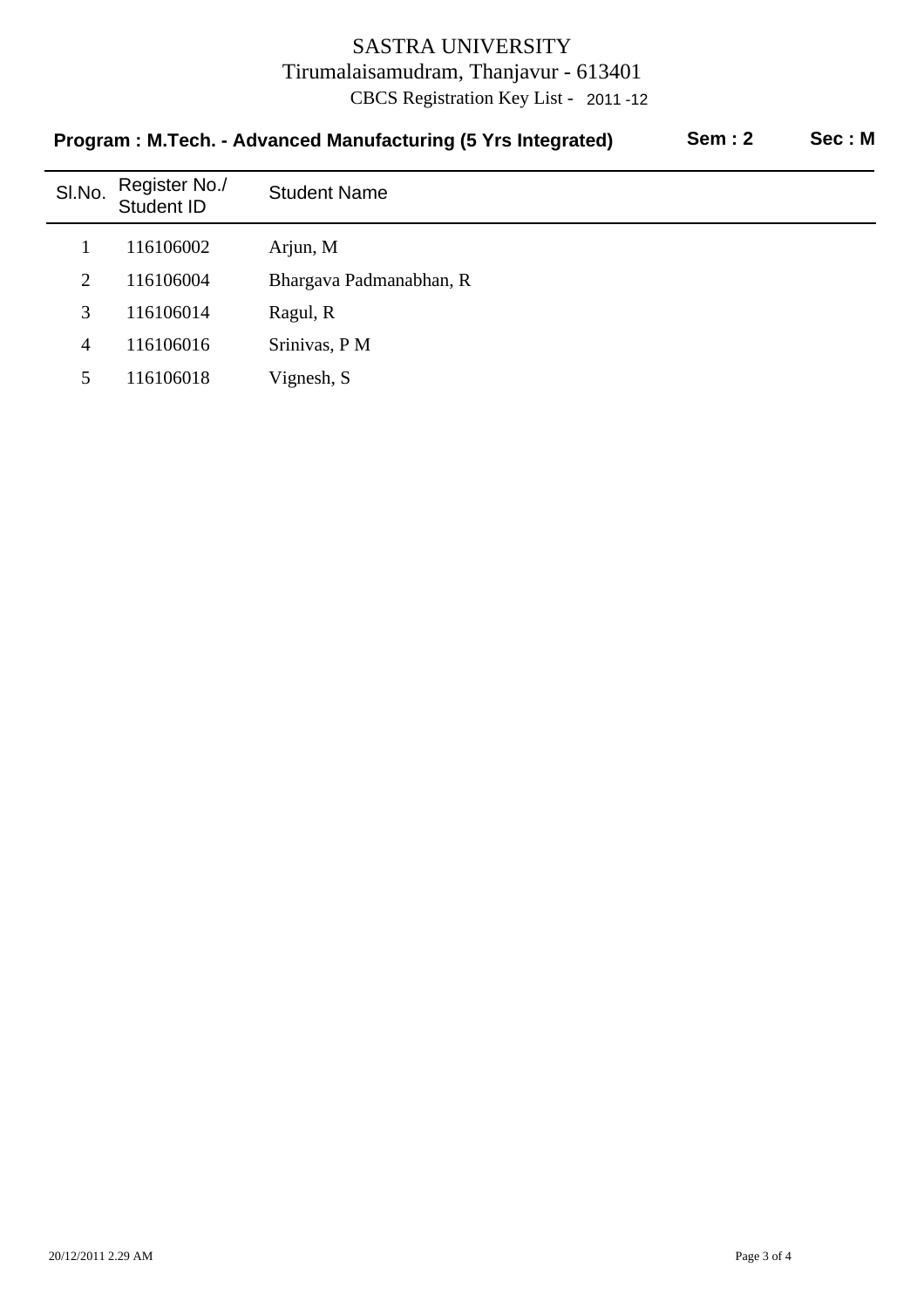# SASTRA UNIVERSITY

Tirumalaisamudram, Thanjavur - 613401

CBCS Registration Key List - 2011 -12

**Program : M.Tech. - Advanced Manufacturing (5 Yrs Integrated)** **Sem : 2** **Sec : M**

| Sl.No. | Register No./ Student ID | Student Name |
|---|---|---|
| 1 | 116106002 | Arjun, M |
| 2 | 116106004 | Bhargava Padmanabhan, R |
| 3 | 116106014 | Ragul, R |
| 4 | 116106016 | Srinivas, P M |
| 5 | 116106018 | Vignesh, S |

20/12/2011 2.29 AM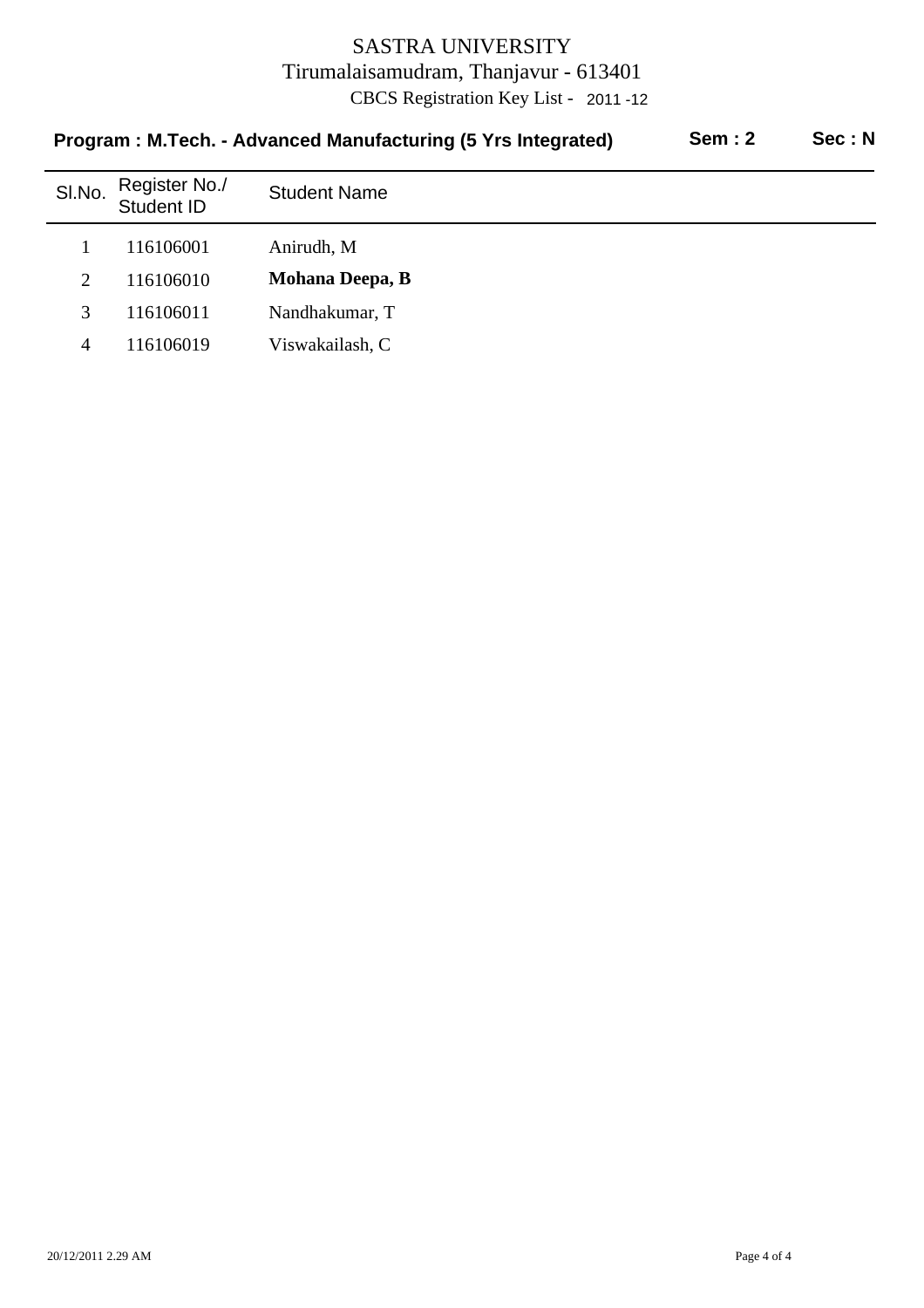# SASTRA UNIVERSITY

Tirumalaisamudram, Thanjavur - 613401

CBCS Registration Key List - 2011 -12

**Program : M.Tech. - Advanced Manufacturing (5 Yrs Integrated)** **Sem : 2** **Sec : N**

| Sl.No. | Register No./ Student ID | Student Name |
|---|---|---|
| 1 | 116106001 | Anirudh, M |
| 2 | 116106010 | **Mohana Deepa, B** |
| 3 | 116106011 | Nandhakumar, T |
| 4 | 116106019 | Viswakailash, C |

20/12/2011 2.29 AM